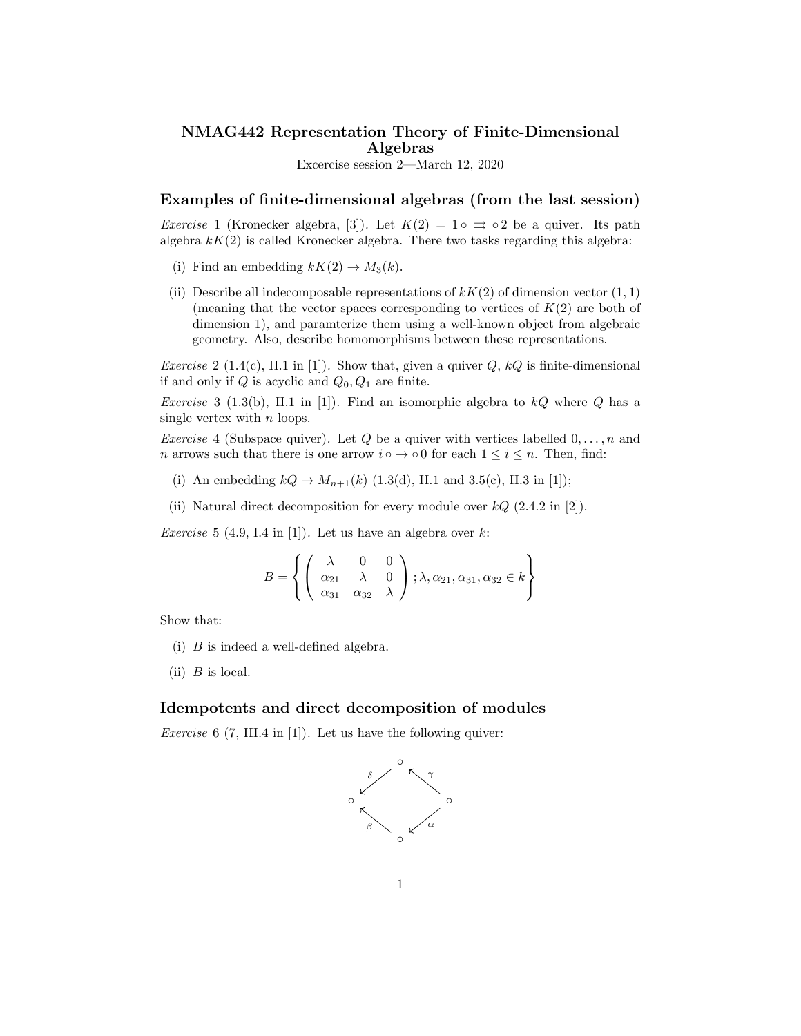# NMAG442 Representation Theory of Finite-Dimensional Algebras

Excercise session 2—March 12, 2020

## Examples of finite-dimensional algebras (from the last session)

*Exercise* 1 (Kronecker algebra, [3]). Let $K(2) = 1 \circ \rightrightarrows \circ\, 2$ be a quiver. Its path algebra $kK(2)$ is called Kronecker algebra. There two tasks regarding this algebra:

(i) Find an embedding $kK(2) \to M_3(k)$.

(ii) Describe all indecomposable representations of $kK(2)$ of dimension vector $(1, 1)$ (meaning that the vector spaces corresponding to vertices of $K(2)$ are both of dimension 1), and paramterize them using a well-known object from algebraic geometry. Also, describe homomorphisms between these representations.

*Exercise* 2 (1.4(c), II.1 in [1]). Show that, given a quiver $Q$, $kQ$ is finite-dimensional if and only if $Q$ is acyclic and $Q_0, Q_1$ are finite.

*Exercise* 3 (1.3(b), II.1 in [1]). Find an isomorphic algebra to $kQ$ where $Q$ has a single vertex with $n$ loops.

*Exercise* 4 (Subspace quiver). Let $Q$ be a quiver with vertices labelled $0, \dots, n$ and $n$ arrows such that there is one arrow $i \circ \to \circ\, 0$ for each $1 \leq i \leq n$. Then, find:

(i) An embedding $kQ \to M_{n+1}(k)$ (1.3(d), II.1 and 3.5(c), II.3 in [1]);

(ii) Natural direct decomposition for every module over $kQ$ (2.4.2 in [2]).

*Exercise* 5 (4.9, I.4 in [1]). Let us have an algebra over $k$:

$$B = \left\{ \begin{pmatrix} \lambda & 0 & 0 \\ \alpha_{21} & \lambda & 0 \\ \alpha_{31} & \alpha_{32} & \lambda \end{pmatrix} ; \lambda, \alpha_{21}, \alpha_{31}, \alpha_{32} \in k \right\}$$

Show that:

(i) $B$ is indeed a well-defined algebra.

(ii) $B$ is local.

## Idempotents and direct decomposition of modules

*Exercise* 6 (7, III.4 in [1]). Let us have the following quiver:

$$\begin{array}{ccccc} & & \circ & & \\ & \swarrow^{\delta} & & \nwarrow^{\gamma} & \\ \circ & & & & \circ \\ & \nwarrow_{\beta} & & \swarrow_{\alpha} & \\ & & \circ & & \end{array}$$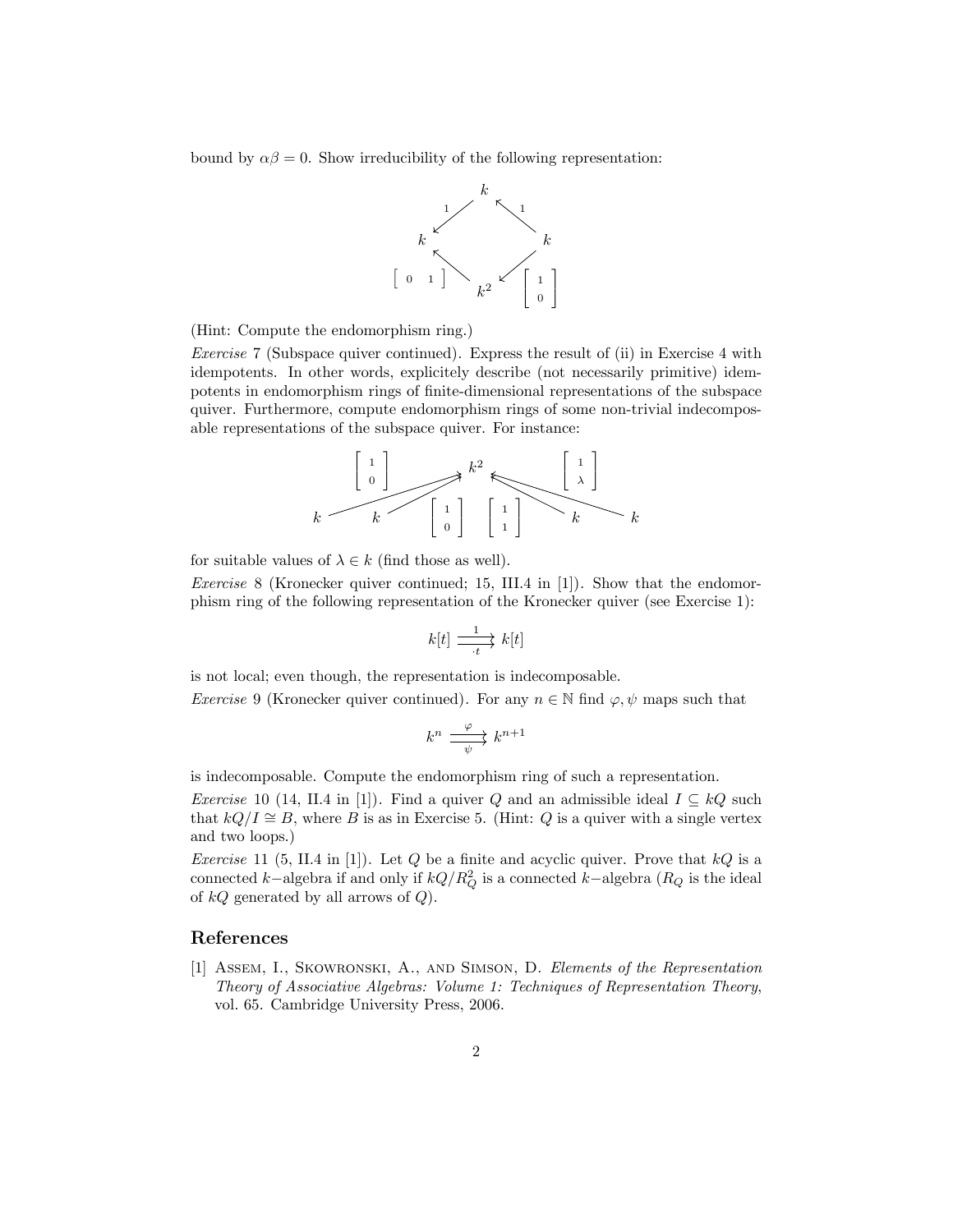bound by $\alpha\beta = 0$. Show irreducibility of the following representation:

$$
\begin{array}{ccccc}
 & & k & & \\
 & \swarrow^{1} & & \nwarrow^{1} & \\
k & & & & k \\
 & \nwarrow^{\begin{bmatrix} 0 & 1 \end{bmatrix}} & & \swarrow^{\begin{bmatrix} 1 \\ 0 \end{bmatrix}} & \\
 & & k^2 & &
\end{array}
$$

(Hint: Compute the endomorphism ring.)

*Exercise* 7 (Subspace quiver continued). Express the result of (ii) in Exercise 4 with idempotents. In other words, explicitely describe (not necessarily primitive) idempotents in endomorphism rings of finite-dimensional representations of the subspace quiver. Furthermore, compute endomorphism rings of some non-trivial indecomposable representations of the subspace quiver. For instance:

$$
k \xrightarrow{\begin{bmatrix} 1 \\ 0 \end{bmatrix}} k^2, \quad k \xrightarrow{\begin{bmatrix} 1 \\ 0 \end{bmatrix}} k^2, \quad k \xrightarrow{\begin{bmatrix} 1 \\ 1 \end{bmatrix}} k^2, \quad k \xrightarrow{\begin{bmatrix} 1 \\ \lambda \end{bmatrix}} k^2
$$

for suitable values of $\lambda \in k$ (find those as well).

*Exercise* 8 (Kronecker quiver continued; 15, III.4 in [1]). Show that the endomorphism ring of the following representation of the Kronecker quiver (see Exercise 1):

$$
k[t] \underset{\cdot t}{\overset{1}{\rightrightarrows}} k[t]
$$

is not local; even though, the representation is indecomposable.

*Exercise* 9 (Kronecker quiver continued). For any $n \in \mathbb{N}$ find $\varphi, \psi$ maps such that

$$
k^n \underset{\psi}{\overset{\varphi}{\rightrightarrows}} k^{n+1}
$$

is indecomposable. Compute the endomorphism ring of such a representation.

*Exercise* 10 (14, II.4 in [1]). Find a quiver $Q$ and an admissible ideal $I \subseteq kQ$ such that $kQ/I \cong B$, where $B$ is as in Exercise 5. (Hint: $Q$ is a quiver with a single vertex and two loops.)

*Exercise* 11 (5, II.4 in [1]). Let $Q$ be a finite and acyclic quiver. Prove that $kQ$ is a connected $k-$algebra if and only if $kQ/R_Q^2$ is a connected $k-$algebra ($R_Q$ is the ideal of $kQ$ generated by all arrows of $Q$).

## References

[1] Assem, I., Skowronski, A., and Simson, D. *Elements of the Representation Theory of Associative Algebras: Volume 1: Techniques of Representation Theory*, vol. 65. Cambridge University Press, 2006.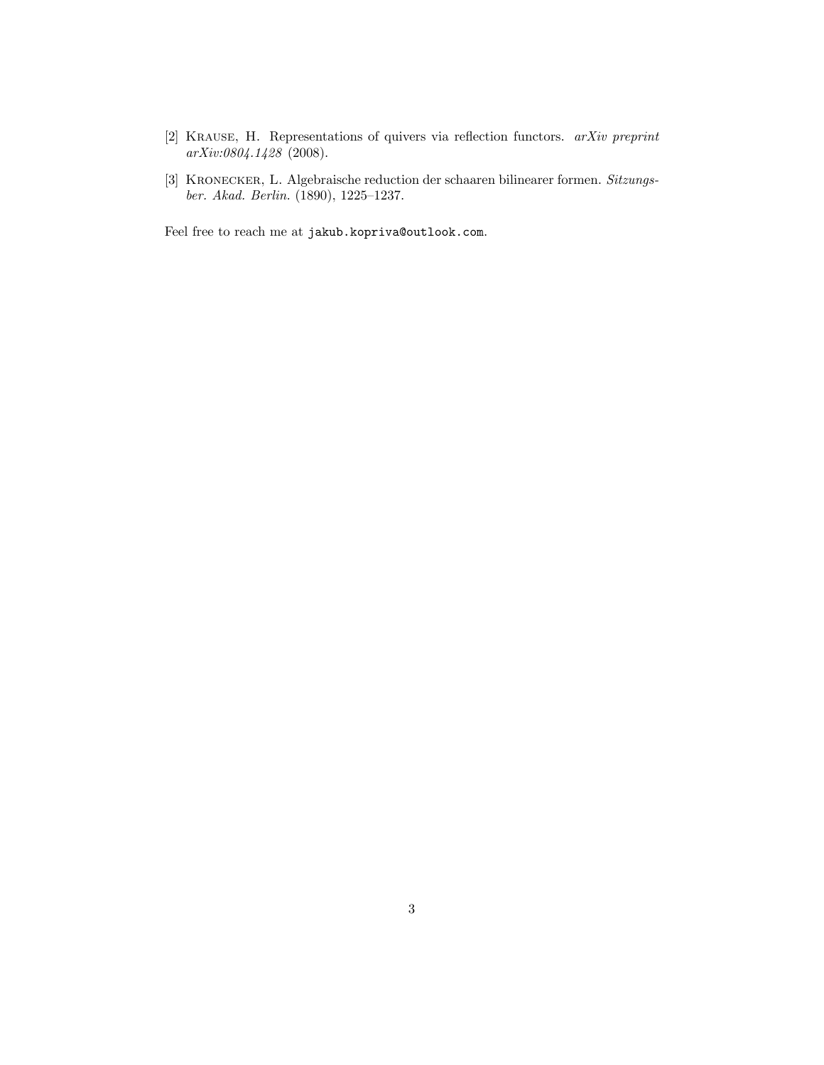[2] Krause, H. Representations of quivers via reflection functors. *arXiv preprint arXiv:0804.1428* (2008).

[3] Kronecker, L. Algebraische reduction der schaaren bilinearer formen. *Sitzungsber. Akad. Berlin.* (1890), 1225–1237.

Feel free to reach me at `jakub.kopriva@outlook.com`.